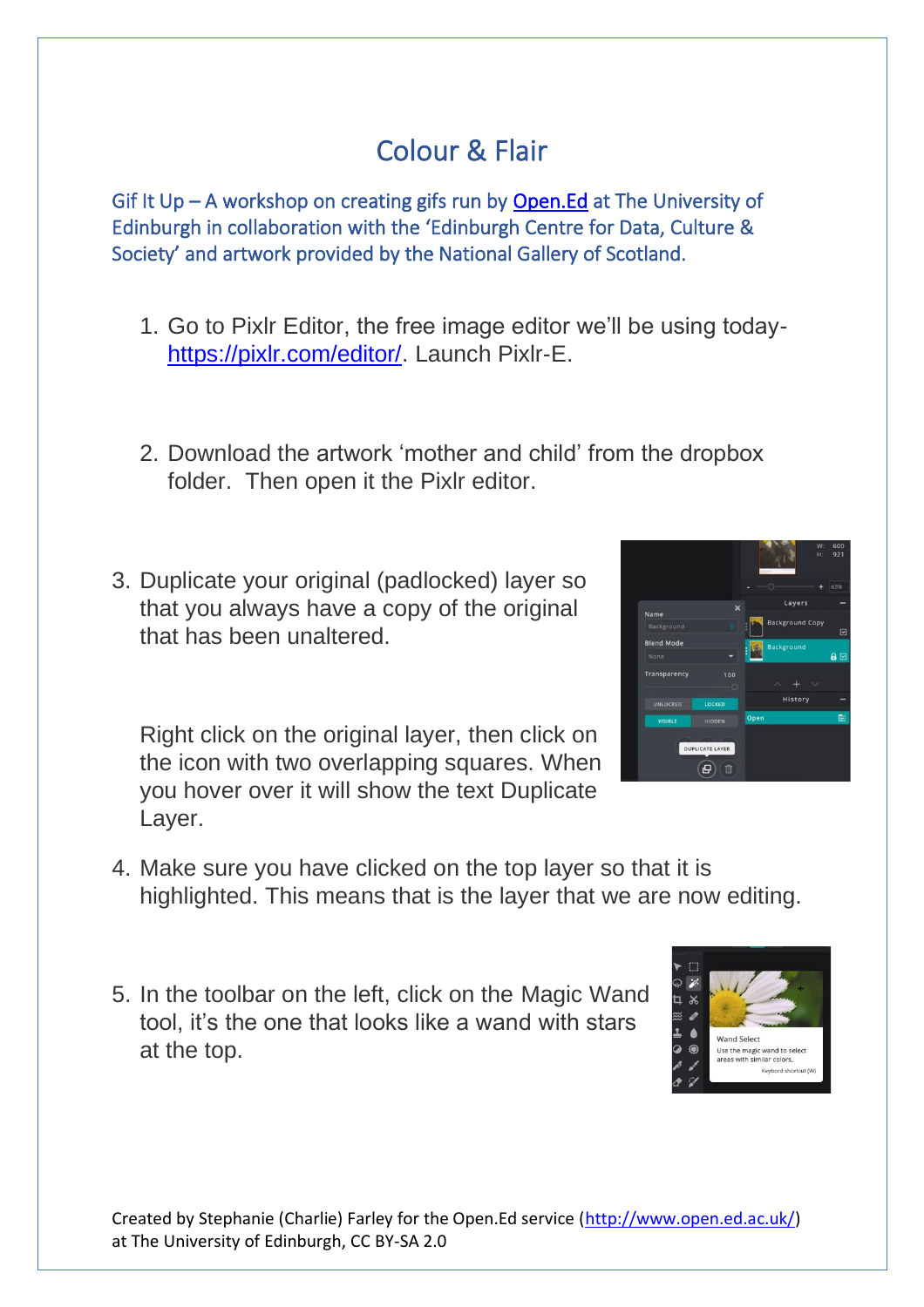# Colour & Flair

Gif It Up – A workshop on creating gifs run by [Open.Ed](http://www.open.ed.ac.uk/) at The University of Edinburgh in collaboration with the 'Edinburgh Centre for Data, Culture & Society' and artwork provided by the National Gallery of Scotland.

1. Go to Pixlr Editor, the free image editor we'll be using today- https://pixlr.com/editor/. Launch Pixlr-E.

2. Download the artwork 'mother and child' from the dropbox folder. Then open it the Pixlr editor.

3. Duplicate your original (padlocked) layer so that you always have a copy of the original that has been unaltered.

   Right click on the original layer, then click on the icon with two overlapping squares. When you hover over it will show the text Duplicate Layer.

4. Make sure you have clicked on the top layer so that it is highlighted. This means that is the layer that we are now editing.

5. In the toolbar on the left, click on the Magic Wand tool, it's the one that looks like a wand with stars at the top.

Created by Stephanie (Charlie) Farley for the Open.Ed service (http://www.open.ed.ac.uk/) at The University of Edinburgh, CC BY-SA 2.0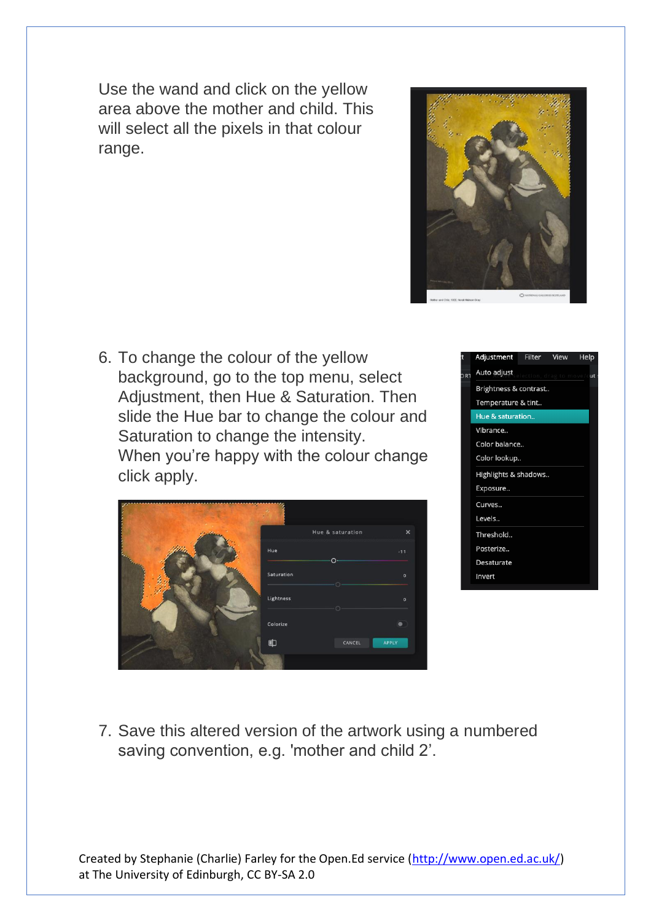Use the wand and click on the yellow area above the mother and child. This will select all the pixels in that colour range.

6. To change the colour of the yellow background, go to the top menu, select Adjustment, then Hue & Saturation. Then slide the Hue bar to change the colour and Saturation to change the intensity.
   When you're happy with the colour change click apply.

7. Save this altered version of the artwork using a numbered saving convention, e.g. 'mother and child 2'.

Created by Stephanie (Charlie) Farley for the Open.Ed service (http://www.open.ed.ac.uk/) at The University of Edinburgh, CC BY-SA 2.0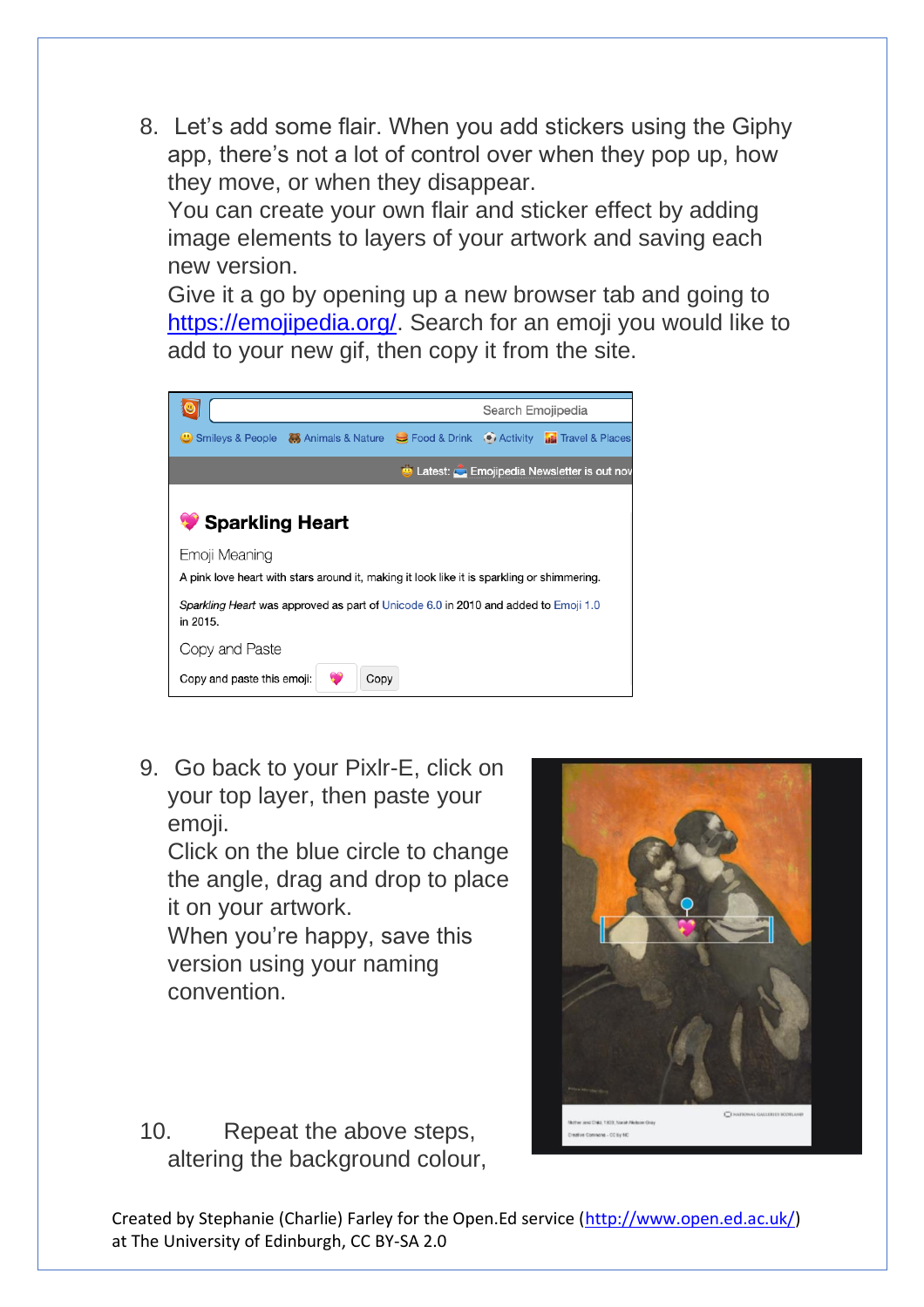8. Let's add some flair. When you add stickers using the Giphy app, there's not a lot of control over when they pop up, how they move, or when they disappear.
   You can create your own flair and sticker effect by adding image elements to layers of your artwork and saving each new version.
   Give it a go by opening up a new browser tab and going to https://emojipedia.org/. Search for an emoji you would like to add to your new gif, then copy it from the site.

9. Go back to your Pixlr-E, click on your top layer, then paste your emoji.
   Click on the blue circle to change the angle, drag and drop to place it on your artwork.
   When you're happy, save this version using your naming convention.

10. Repeat the above steps, altering the background colour,

Created by Stephanie (Charlie) Farley for the Open.Ed service (http://www.open.ed.ac.uk/) at The University of Edinburgh, CC BY-SA 2.0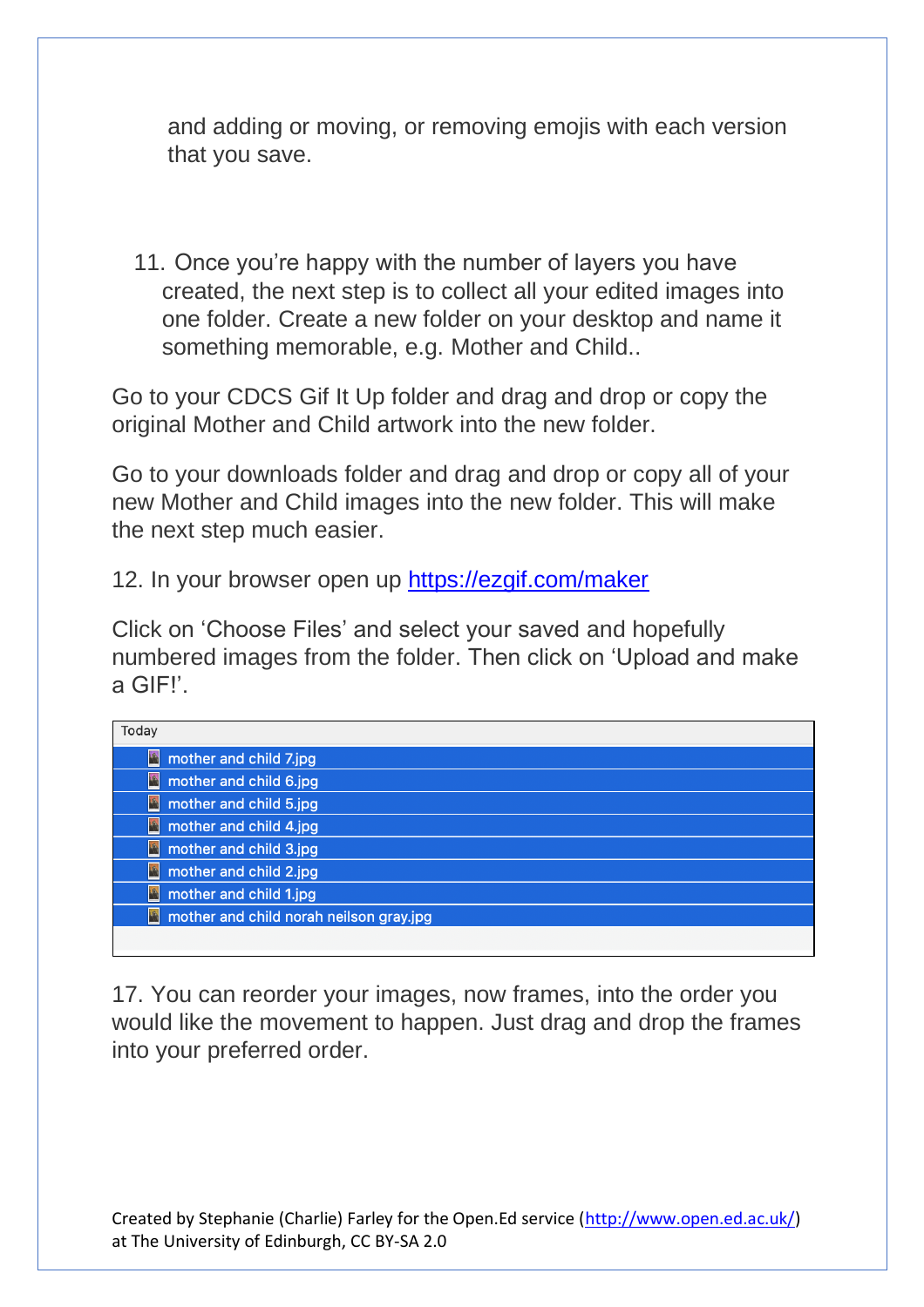and adding or moving, or removing emojis with each version that you save.

11. Once you're happy with the number of layers you have created, the next step is to collect all your edited images into one folder. Create a new folder on your desktop and name it something memorable, e.g. Mother and Child..

Go to your CDCS Gif It Up folder and drag and drop or copy the original Mother and Child artwork into the new folder.

Go to your downloads folder and drag and drop or copy all of your new Mother and Child images into the new folder. This will make the next step much easier.

12. In your browser open up https://ezgif.com/maker

Click on 'Choose Files' and select your saved and hopefully numbered images from the folder. Then click on 'Upload and make a GIF!'.

| Today |
|---|
| mother and child 7.jpg |
| mother and child 6.jpg |
| mother and child 5.jpg |
| mother and child 4.jpg |
| mother and child 3.jpg |
| mother and child 2.jpg |
| mother and child 1.jpg |
| mother and child norah neilson gray.jpg |

17. You can reorder your images, now frames, into the order you would like the movement to happen. Just drag and drop the frames into your preferred order.

Created by Stephanie (Charlie) Farley for the Open.Ed service (http://www.open.ed.ac.uk/) at The University of Edinburgh, CC BY-SA 2.0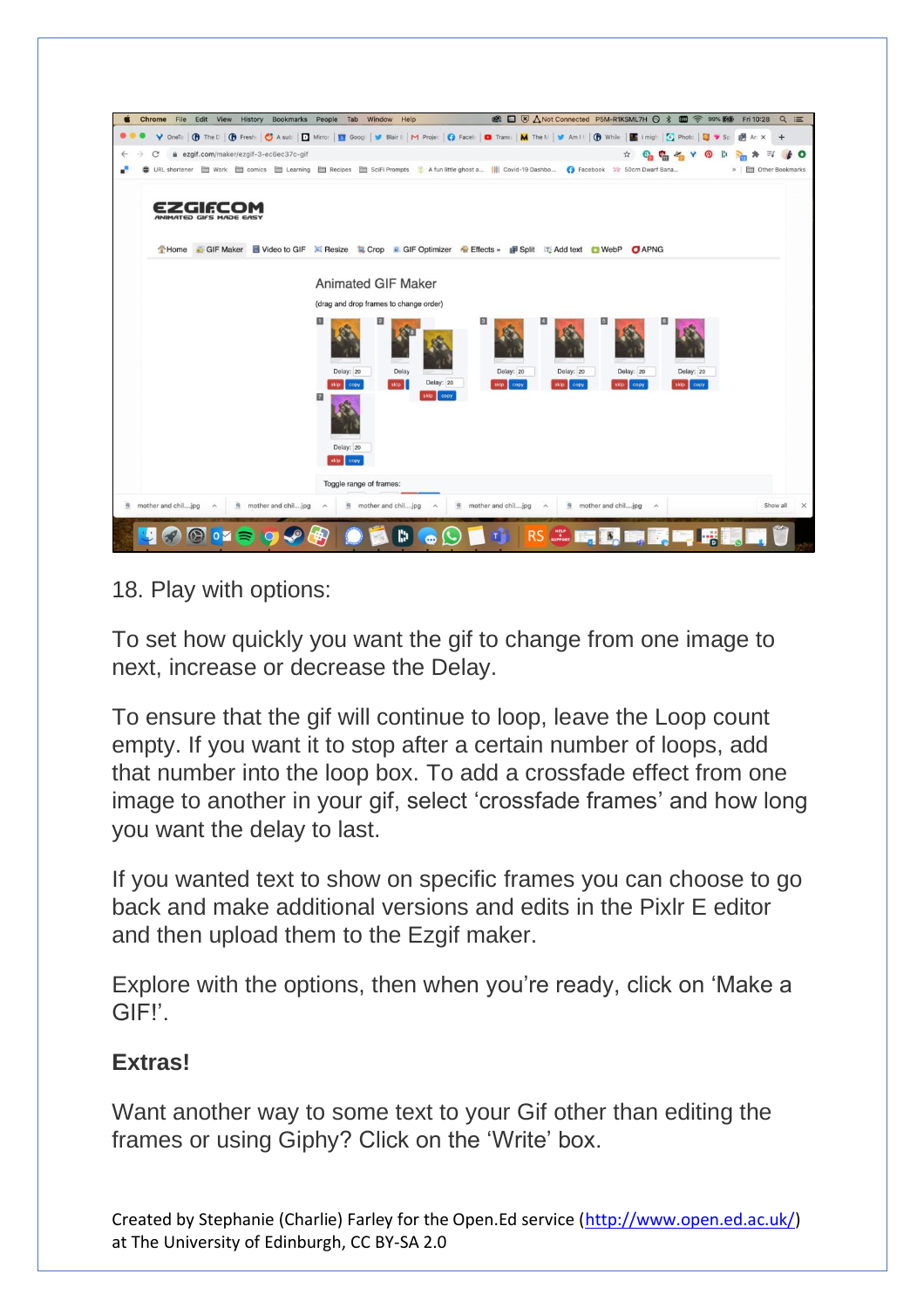18. Play with options:

To set how quickly you want the gif to change from one image to next, increase or decrease the Delay.

To ensure that the gif will continue to loop, leave the Loop count empty. If you want it to stop after a certain number of loops, add that number into the loop box. To add a crossfade effect from one image to another in your gif, select 'crossfade frames' and how long you want the delay to last.

If you wanted text to show on specific frames you can choose to go back and make additional versions and edits in the Pixlr E editor and then upload them to the Ezgif maker.

Explore with the options, then when you're ready, click on 'Make a GIF!'.

**Extras!**

Want another way to some text to your Gif other than editing the frames or using Giphy? Click on the 'Write' box.

Created by Stephanie (Charlie) Farley for the Open.Ed service (http://www.open.ed.ac.uk/) at The University of Edinburgh, CC BY-SA 2.0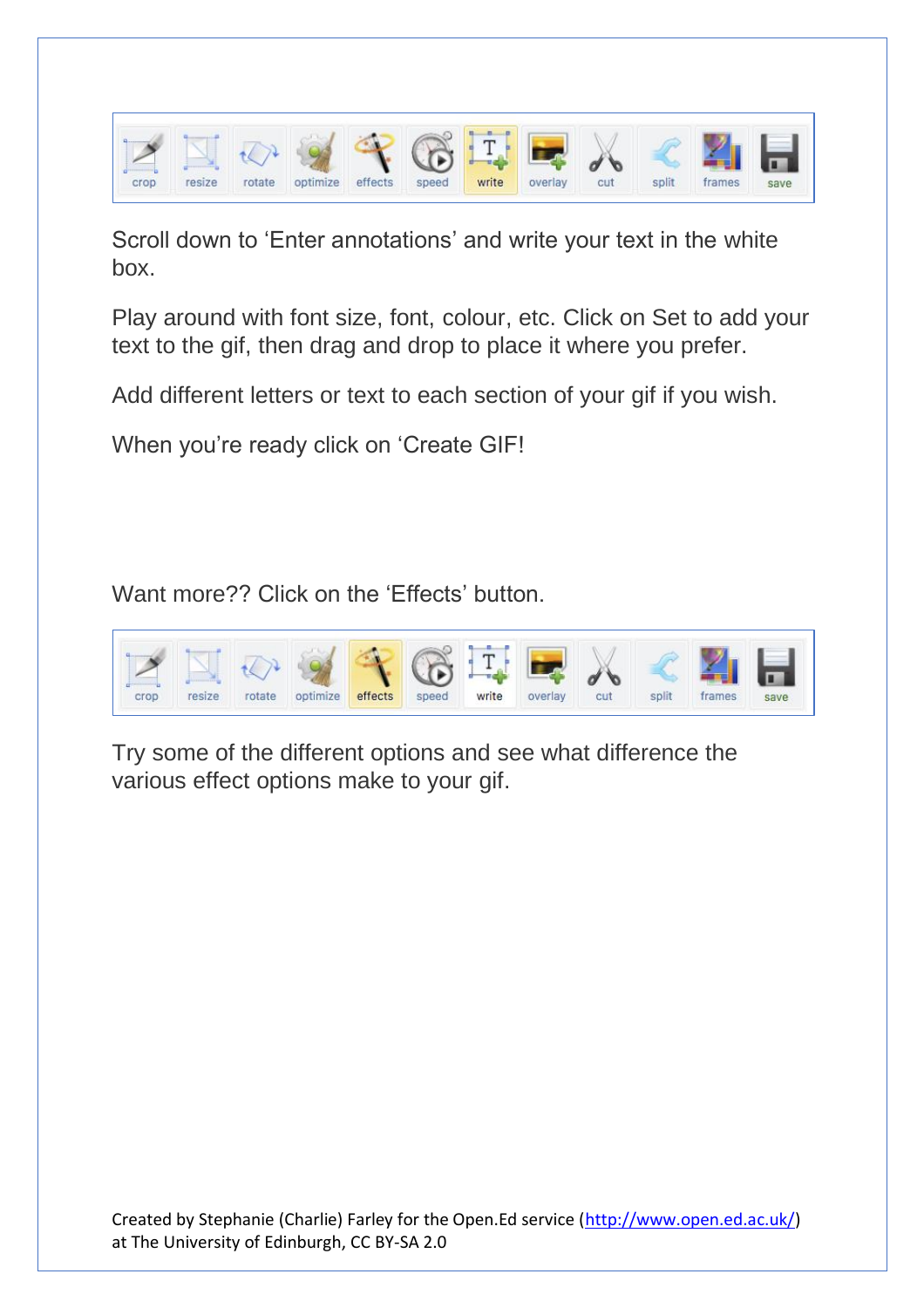crop resize rotate optimize effects speed write overlay cut split frames save

Scroll down to 'Enter annotations' and write your text in the white box.

Play around with font size, font, colour, etc. Click on Set to add your text to the gif, then drag and drop to place it where you prefer.

Add different letters or text to each section of your gif if you wish.

When you're ready click on 'Create GIF!

Want more?? Click on the 'Effects' button.

crop resize rotate optimize effects speed write overlay cut split frames save

Try some of the different options and see what difference the various effect options make to your gif.

Created by Stephanie (Charlie) Farley for the Open.Ed service (http://www.open.ed.ac.uk/) at The University of Edinburgh, CC BY-SA 2.0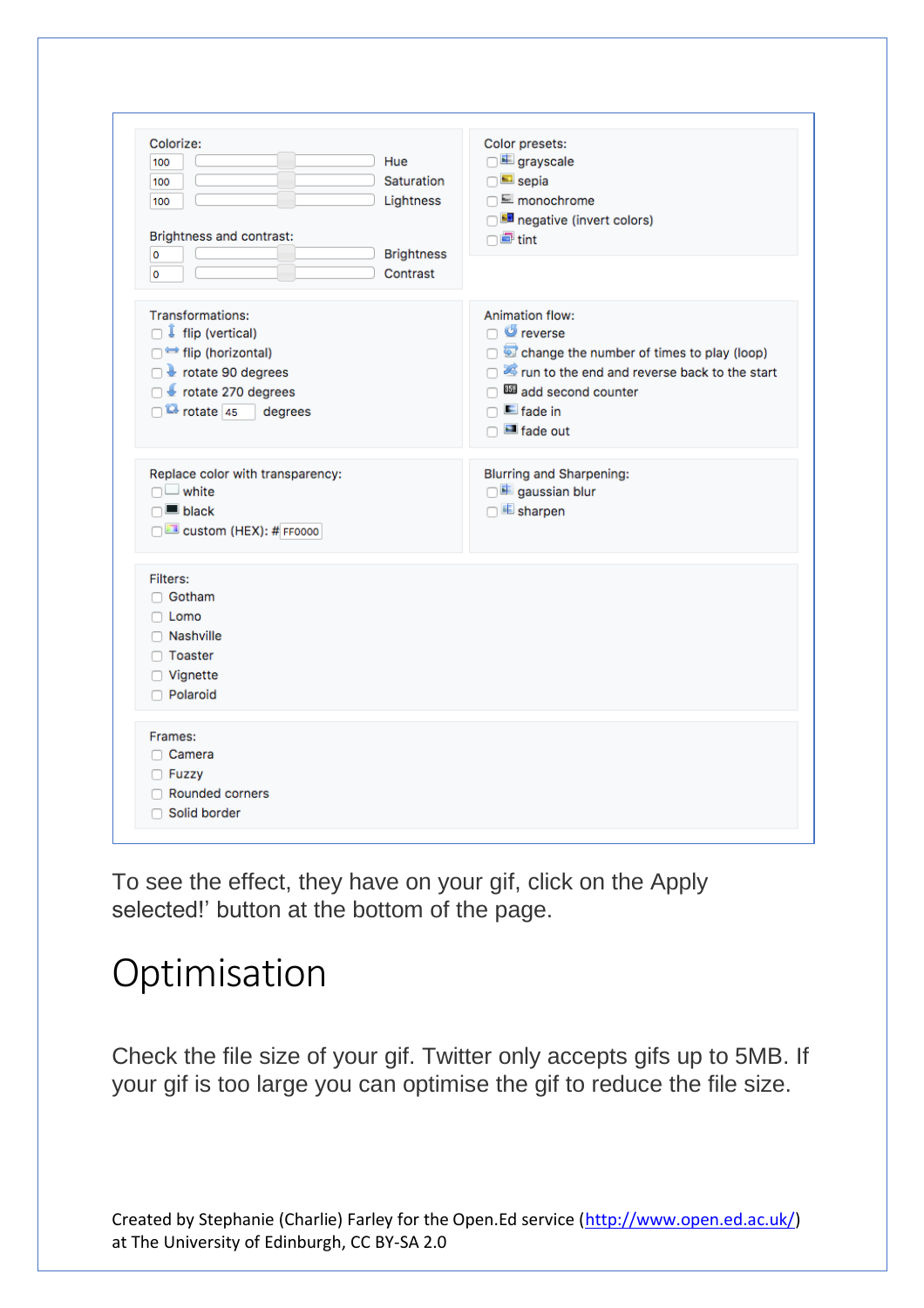Colorize:

- 100 Hue
- 100 Saturation
- 100 Lightness

Brightness and contrast:

- 0 Brightness
- 0 Contrast

Color presets:

- grayscale
- sepia
- monochrome
- negative (invert colors)
- tint

Transformations:

- flip (vertical)
- flip (horizontal)
- rotate 90 degrees
- rotate 270 degrees
- rotate 45 degrees

Animation flow:

- reverse
- change the number of times to play (loop)
- run to the end and reverse back to the start
- add second counter
- fade in
- fade out

Replace color with transparency:

- white
- black
- custom (HEX): # FF0000

Blurring and Sharpening:

- gaussian blur
- sharpen

Filters:

- Gotham
- Lomo
- Nashville
- Toaster
- Vignette
- Polaroid

Frames:

- Camera
- Fuzzy
- Rounded corners
- Solid border

To see the effect, they have on your gif, click on the Apply selected!' button at the bottom of the page.

# Optimisation

Check the file size of your gif. Twitter only accepts gifs up to 5MB. If your gif is too large you can optimise the gif to reduce the file size.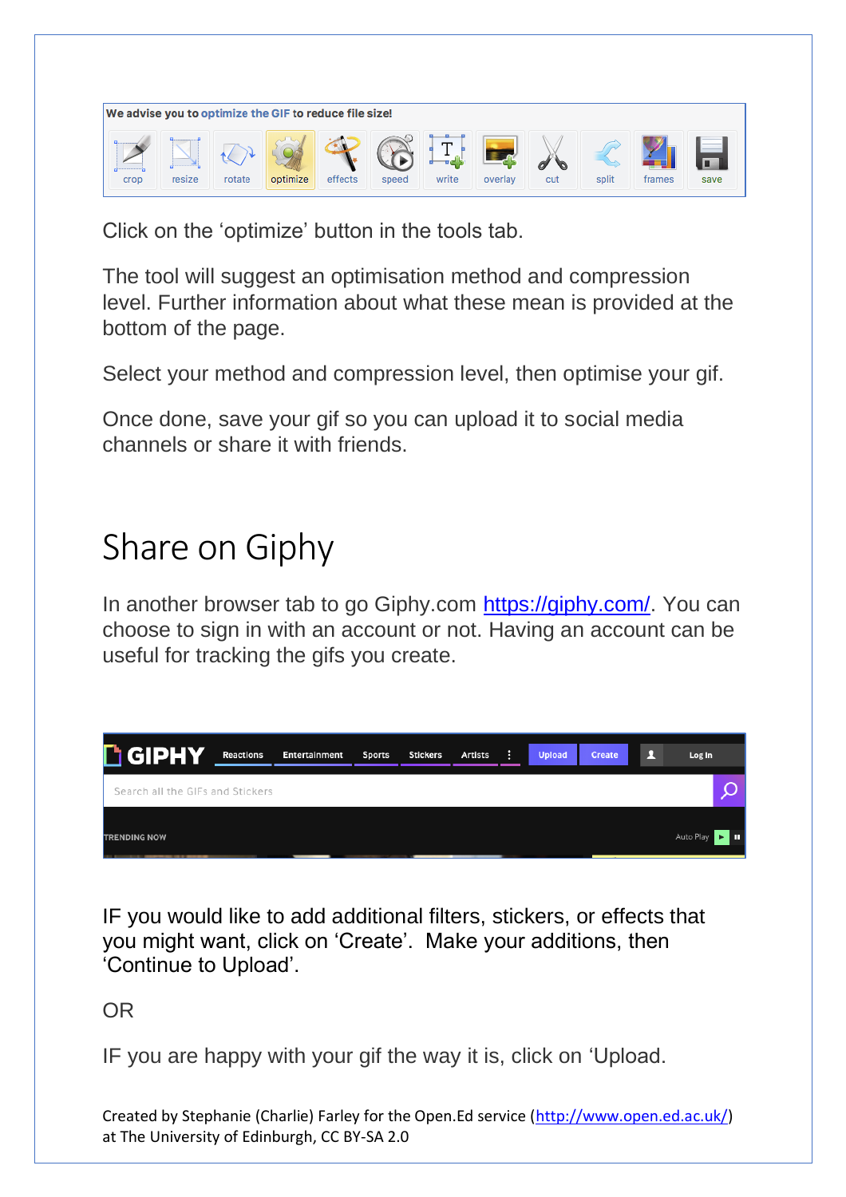Click on the ‘optimize’ button in the tools tab.

The tool will suggest an optimisation method and compression level. Further information about what these mean is provided at the bottom of the page.

Select your method and compression level, then optimise your gif.

Once done, save your gif so you can upload it to social media channels or share it with friends.

# Share on Giphy

In another browser tab to go Giphy.com https://giphy.com/. You can choose to sign in with an account or not. Having an account can be useful for tracking the gifs you create.

IF you would like to add additional filters, stickers, or effects that you might want, click on ‘Create’.  Make your additions, then ‘Continue to Upload’.

OR

IF you are happy with your gif the way it is, click on ‘Upload.

Created by Stephanie (Charlie) Farley for the Open.Ed service (http://www.open.ed.ac.uk/) at The University of Edinburgh, CC BY-SA 2.0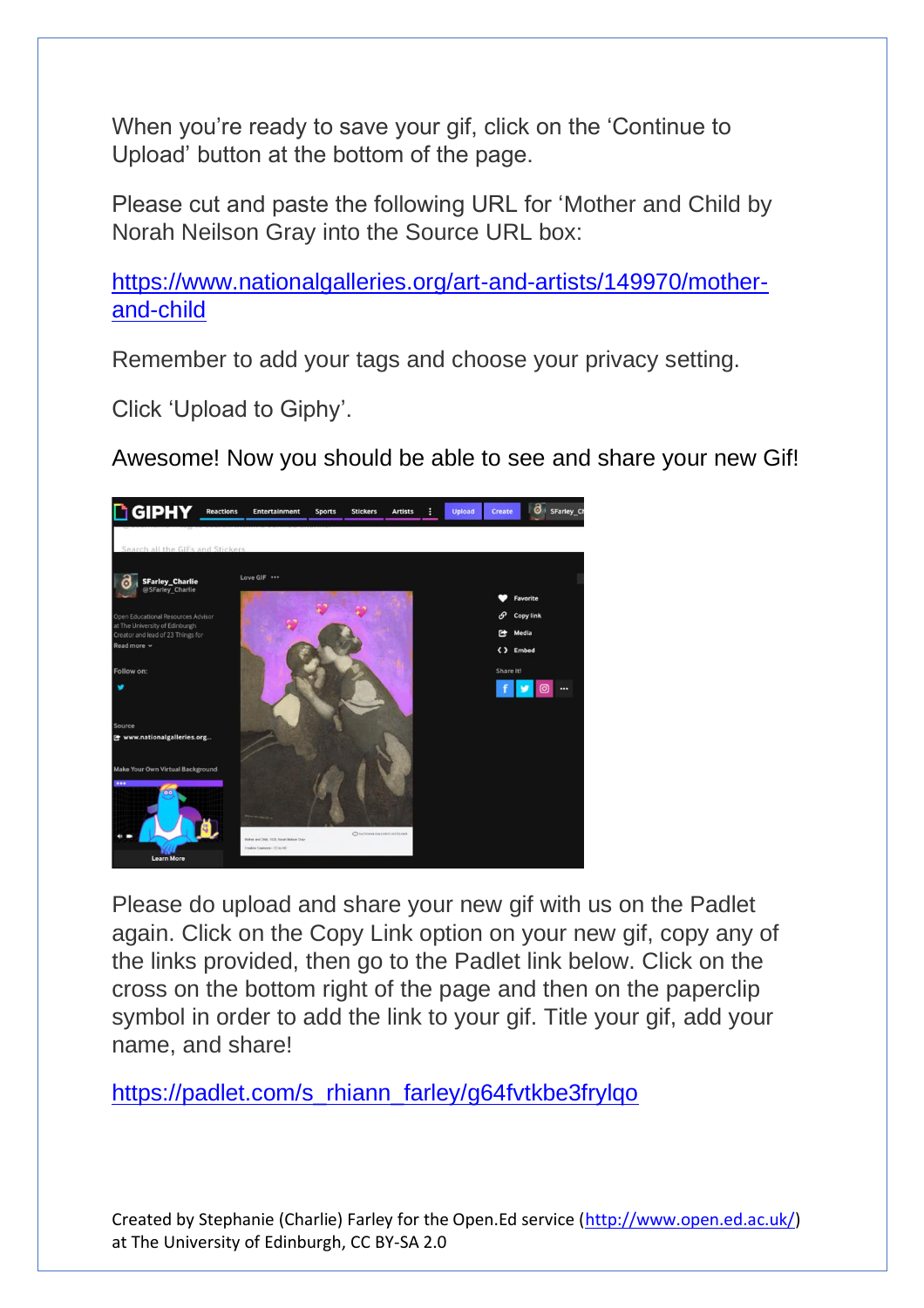When you're ready to save your gif, click on the 'Continue to Upload' button at the bottom of the page.

Please cut and paste the following URL for 'Mother and Child by Norah Neilson Gray into the Source URL box:

https://www.nationalgalleries.org/art-and-artists/149970/mother-and-child

Remember to add your tags and choose your privacy setting.

Click 'Upload to Giphy'.

Awesome! Now you should be able to see and share your new Gif!

Please do upload and share your new gif with us on the Padlet again. Click on the Copy Link option on your new gif, copy any of the links provided, then go to the Padlet link below. Click on the cross on the bottom right of the page and then on the paperclip symbol in order to add the link to your gif. Title your gif, add your name, and share!

https://padlet.com/s_rhiann_farley/g64fvtkbe3frylqo

Created by Stephanie (Charlie) Farley for the Open.Ed service (http://www.open.ed.ac.uk/) at The University of Edinburgh, CC BY-SA 2.0